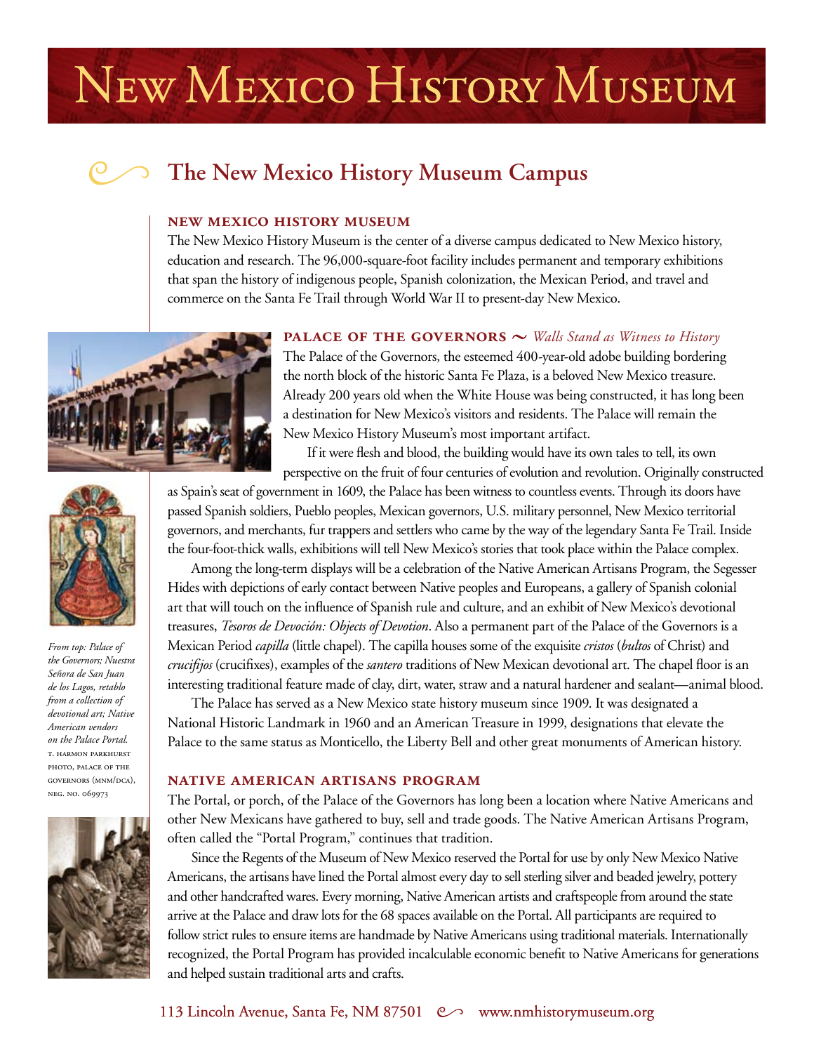# New Mexico History Museum

## The New Mexico History Museum Campus

### NEW MEXICO HISTORY MUSEUM

The New Mexico History Museum is the center of a diverse campus dedicated to New Mexico history, education and research. The 96,000-square-foot facility includes permanent and temporary exhibitions that span the history of indigenous people, Spanish colonization, the Mexican Period, and travel and commerce on the Santa Fe Trail through World War II to present-day New Mexico.

### PALACE OF THE GOVERNORS ~ *Walls Stand as Witness to History*

The Palace of the Governors, the esteemed 400-year-old adobe building bordering the north block of the historic Santa Fe Plaza, is a beloved New Mexico treasure. Already 200 years old when the White House was being constructed, it has long been a destination for New Mexico's visitors and residents. The Palace will remain the New Mexico History Museum's most important artifact.

If it were flesh and blood, the building would have its own tales to tell, its own perspective on the fruit of four centuries of evolution and revolution. Originally constructed as Spain's seat of government in 1609, the Palace has been witness to countless events. Through its doors have passed Spanish soldiers, Pueblo peoples, Mexican governors, U.S. military personnel, New Mexico territorial governors, and merchants, fur trappers and settlers who came by the way of the legendary Santa Fe Trail. Inside the four-foot-thick walls, exhibitions will tell New Mexico's stories that took place within the Palace complex.

Among the long-term displays will be a celebration of the Native American Artisans Program, the Segesser Hides with depictions of early contact between Native peoples and Europeans, a gallery of Spanish colonial art that will touch on the influence of Spanish rule and culture, and an exhibit of New Mexico's devotional treasures, *Tesoros de Devoción: Objects of Devotion*. Also a permanent part of the Palace of the Governors is a Mexican Period *capilla* (little chapel). The capilla houses some of the exquisite *cristos* (*bultos* of Christ) and *crucifijos* (crucifixes), examples of the *santero* traditions of New Mexican devotional art. The chapel floor is an interesting traditional feature made of clay, dirt, water, straw and a natural hardener and sealant—animal blood.

The Palace has served as a New Mexico state history museum since 1909. It was designated a National Historic Landmark in 1960 and an American Treasure in 1999, designations that elevate the Palace to the same status as Monticello, the Liberty Bell and other great monuments of American history.

*From top: Palace of the Governors; Nuestra Señora de San Juan de los Lagos, retablo from a collection of devotional art; Native American vendors on the Palace Portal.* T. HARMON PARKHURST PHOTO, PALACE OF THE GOVERNORS (MNM/DCA), NEG. NO. 069973

### NATIVE AMERICAN ARTISANS PROGRAM

The Portal, or porch, of the Palace of the Governors has long been a location where Native Americans and other New Mexicans have gathered to buy, sell and trade goods. The Native American Artisans Program, often called the "Portal Program," continues that tradition.

Since the Regents of the Museum of New Mexico reserved the Portal for use by only New Mexico Native Americans, the artisans have lined the Portal almost every day to sell sterling silver and beaded jewelry, pottery and other handcrafted wares. Every morning, Native American artists and craftspeople from around the state arrive at the Palace and draw lots for the 68 spaces available on the Portal. All participants are required to follow strict rules to ensure items are handmade by Native Americans using traditional materials. Internationally recognized, the Portal Program has provided incalculable economic benefit to Native Americans for generations and helped sustain traditional arts and crafts.

113 Lincoln Avenue, Santa Fe, NM 87501 www.nmhistorymuseum.org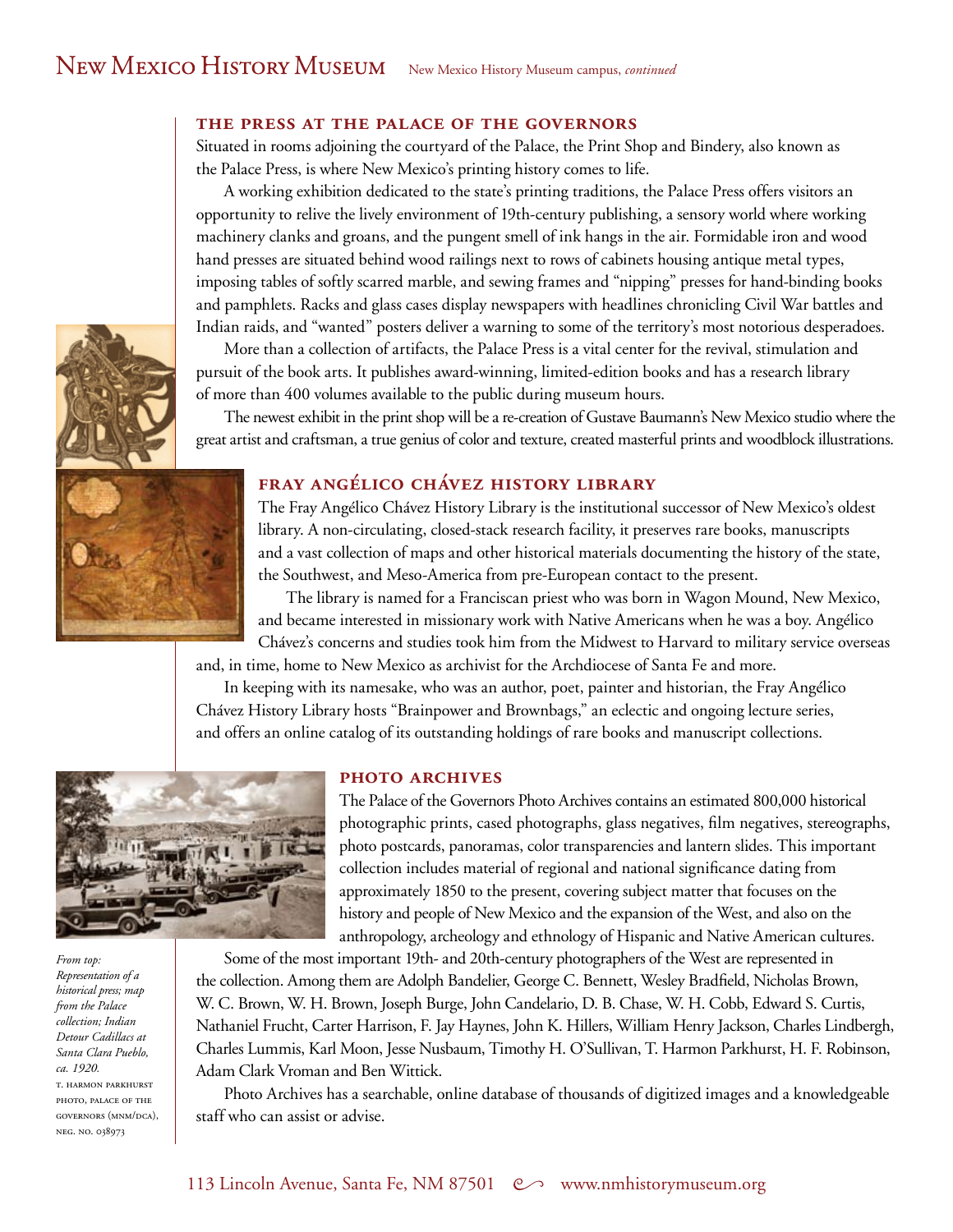## The Press at the Palace of the Governors

Situated in rooms adjoining the courtyard of the Palace, the Print Shop and Bindery, also known as the Palace Press, is where New Mexico's printing history comes to life.

A working exhibition dedicated to the state's printing traditions, the Palace Press offers visitors an opportunity to relive the lively environment of 19th-century publishing, a sensory world where working machinery clanks and groans, and the pungent smell of ink hangs in the air. Formidable iron and wood hand presses are situated behind wood railings next to rows of cabinets housing antique metal types, imposing tables of softly scarred marble, and sewing frames and "nipping" presses for hand-binding books and pamphlets. Racks and glass cases display newspapers with headlines chronicling Civil War battles and Indian raids, and "wanted" posters deliver a warning to some of the territory's most notorious desperadoes.

More than a collection of artifacts, the Palace Press is a vital center for the revival, stimulation and pursuit of the book arts. It publishes award-winning, limited-edition books and has a research library of more than 400 volumes available to the public during museum hours.

The newest exhibit in the print shop will be a re-creation of Gustave Baumann's New Mexico studio where the great artist and craftsman, a true genius of color and texture, created masterful prints and woodblock illustrations.

## Fray Angélico Chávez History Library

The Fray Angélico Chávez History Library is the institutional successor of New Mexico's oldest library. A non-circulating, closed-stack research facility, it preserves rare books, manuscripts and a vast collection of maps and other historical materials documenting the history of the state, the Southwest, and Meso-America from pre-European contact to the present.

The library is named for a Franciscan priest who was born in Wagon Mound, New Mexico, and became interested in missionary work with Native Americans when he was a boy. Angélico Chávez's concerns and studies took him from the Midwest to Harvard to military service overseas and, in time, home to New Mexico as archivist for the Archdiocese of Santa Fe and more.

In keeping with its namesake, who was an author, poet, painter and historian, the Fray Angélico Chávez History Library hosts "Brainpower and Brownbags," an eclectic and ongoing lecture series, and offers an online catalog of its outstanding holdings of rare books and manuscript collections.

## Photo Archives

The Palace of the Governors Photo Archives contains an estimated 800,000 historical photographic prints, cased photographs, glass negatives, film negatives, stereographs, photo postcards, panoramas, color transparencies and lantern slides. This important collection includes material of regional and national significance dating from approximately 1850 to the present, covering subject matter that focuses on the history and people of New Mexico and the expansion of the West, and also on the anthropology, archeology and ethnology of Hispanic and Native American cultures.

Some of the most important 19th- and 20th-century photographers of the West are represented in the collection. Among them are Adolph Bandelier, George C. Bennett, Wesley Bradfield, Nicholas Brown, W. C. Brown, W. H. Brown, Joseph Burge, John Candelario, D. B. Chase, W. H. Cobb, Edward S. Curtis, Nathaniel Frucht, Carter Harrison, F. Jay Haynes, John K. Hillers, William Henry Jackson, Charles Lindbergh, Charles Lummis, Karl Moon, Jesse Nusbaum, Timothy H. O'Sullivan, T. Harmon Parkhurst, H. F. Robinson, Adam Clark Vroman and Ben Wittick.

Photo Archives has a searchable, online database of thousands of digitized images and a knowledgeable staff who can assist or advise.

*From top: Representation of a historical press; map from the Palace collection; Indian Detour Cadillacs at Santa Clara Pueblo, ca. 1920.*
T. Harmon Parkhurst photo, Palace of the Governors (MNM/DCA), Neg. No. 038973

113 Lincoln Avenue, Santa Fe, NM 87501 www.nmhistorymuseum.org